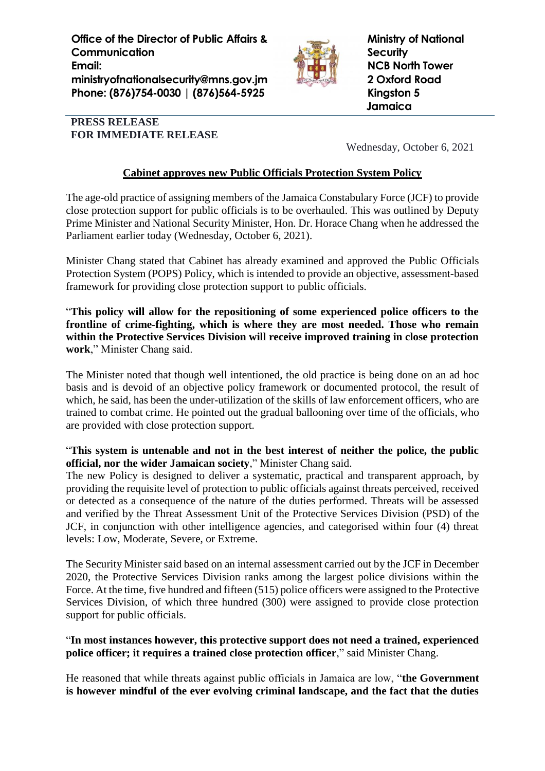**Office of the Director of Public Affairs & Communication**
**Email: ministryofnationalsecurity@mns.gov.jm**
**Phone: (876)754-0030 | (876)564-5925**

**Ministry of National Security**
**NCB North Tower**
**2 Oxford Road**
**Kingston 5**
**Jamaica**

**PRESS RELEASE**
**FOR IMMEDIATE RELEASE**

Wednesday, October 6, 2021

## Cabinet approves new Public Officials Protection System Policy

The age-old practice of assigning members of the Jamaica Constabulary Force (JCF) to provide close protection support for public officials is to be overhauled. This was outlined by Deputy Prime Minister and National Security Minister, Hon. Dr. Horace Chang when he addressed the Parliament earlier today (Wednesday, October 6, 2021).

Minister Chang stated that Cabinet has already examined and approved the Public Officials Protection System (POPS) Policy, which is intended to provide an objective, assessment-based framework for providing close protection support to public officials.

"**This policy will allow for the repositioning of some experienced police officers to the frontline of crime-fighting, which is where they are most needed. Those who remain within the Protective Services Division will receive improved training in close protection work**," Minister Chang said.

The Minister noted that though well intentioned, the old practice is being done on an ad hoc basis and is devoid of an objective policy framework or documented protocol, the result of which, he said, has been the under-utilization of the skills of law enforcement officers, who are trained to combat crime. He pointed out the gradual ballooning over time of the officials, who are provided with close protection support.

"**This system is untenable and not in the best interest of neither the police, the public official, nor the wider Jamaican society**," Minister Chang said.

The new Policy is designed to deliver a systematic, practical and transparent approach, by providing the requisite level of protection to public officials against threats perceived, received or detected as a consequence of the nature of the duties performed. Threats will be assessed and verified by the Threat Assessment Unit of the Protective Services Division (PSD) of the JCF, in conjunction with other intelligence agencies, and categorised within four (4) threat levels: Low, Moderate, Severe, or Extreme.

The Security Minister said based on an internal assessment carried out by the JCF in December 2020, the Protective Services Division ranks among the largest police divisions within the Force. At the time, five hundred and fifteen (515) police officers were assigned to the Protective Services Division, of which three hundred (300) were assigned to provide close protection support for public officials.

"**In most instances however, this protective support does not need a trained, experienced police officer; it requires a trained close protection officer**," said Minister Chang.

He reasoned that while threats against public officials in Jamaica are low, "**the Government is however mindful of the ever evolving criminal landscape, and the fact that the duties**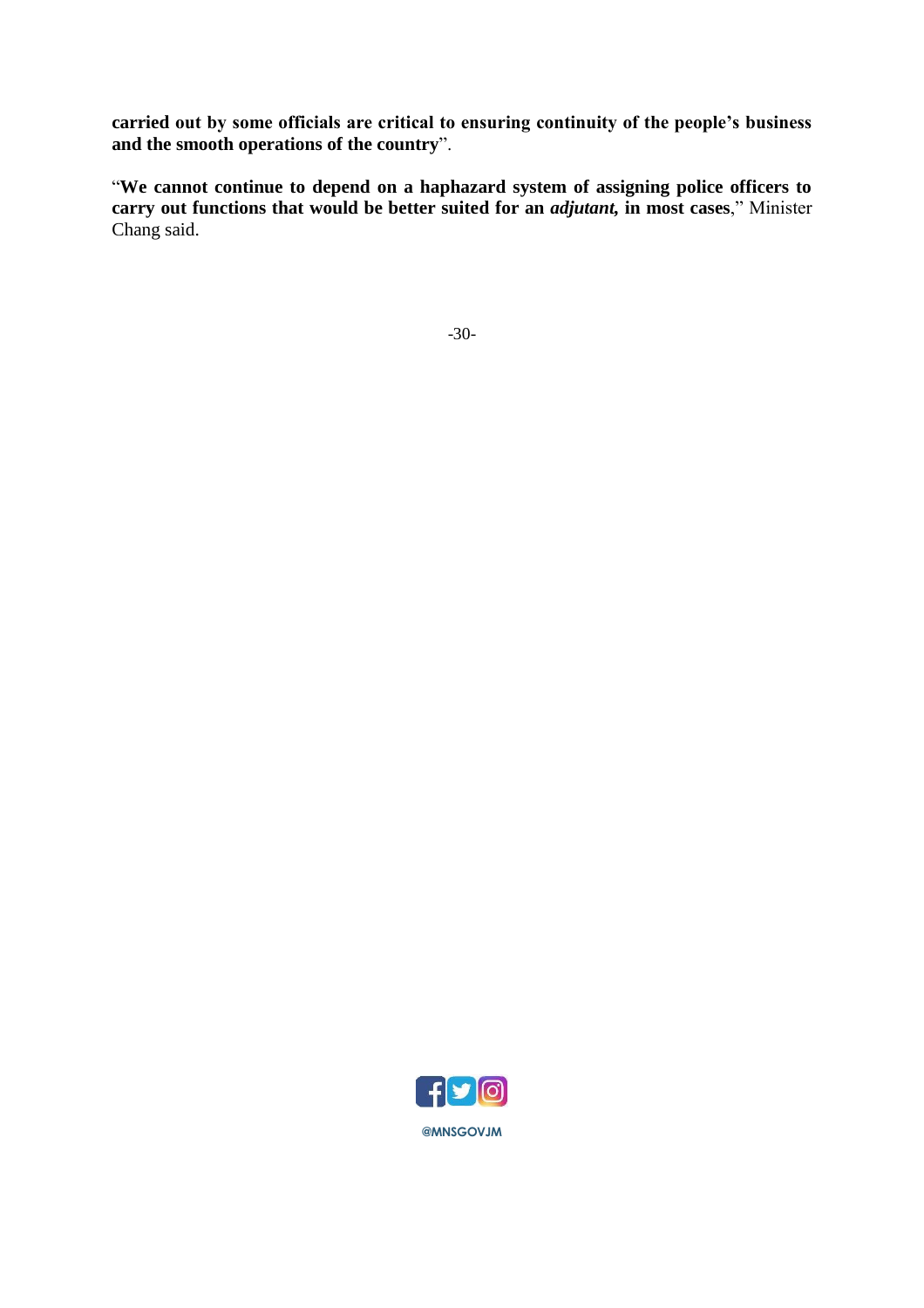**carried out by some officials are critical to ensuring continuity of the people's business and the smooth operations of the country**".

"**We cannot continue to depend on a haphazard system of assigning police officers to carry out functions that would be better suited for an *adjutant,* in most cases**," Minister Chang said.

-30-

@MNSGOVJM